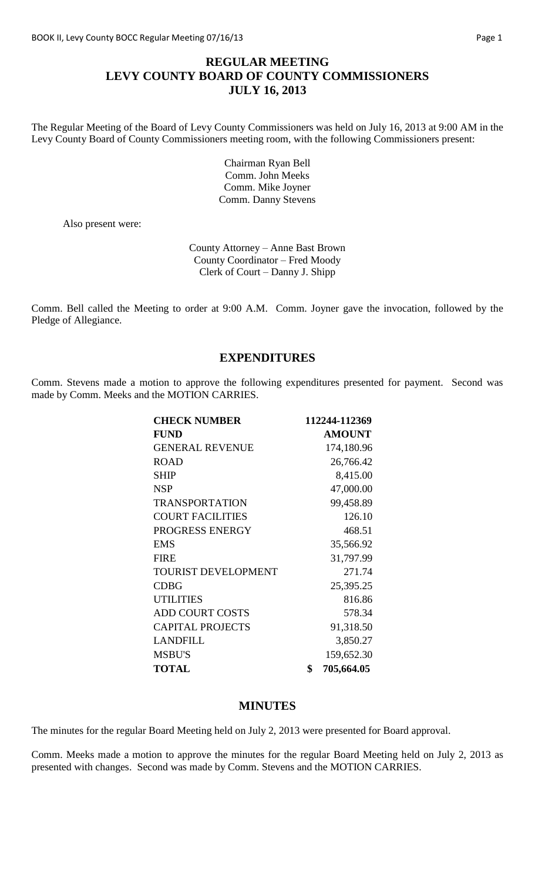# REGULAR MEETING
# LEVY COUNTY BOARD OF COUNTY COMMISSIONERS
# JULY 16, 2013

The Regular Meeting of the Board of Levy County Commissioners was held on July 16, 2013 at 9:00 AM in the Levy County Board of County Commissioners meeting room, with the following Commissioners present:

Chairman Ryan Bell
Comm. John Meeks
Comm. Mike Joyner
Comm. Danny Stevens

Also present were:

County Attorney – Anne Bast Brown
County Coordinator – Fred Moody
Clerk of Court – Danny J. Shipp

Comm. Bell called the Meeting to order at 9:00 A.M. Comm. Joyner gave the invocation, followed by the Pledge of Allegiance.

## EXPENDITURES

Comm. Stevens made a motion to approve the following expenditures presented for payment. Second was made by Comm. Meeks and the MOTION CARRIES.

| **CHECK NUMBER** | **112244-112369** |
|---|---|
| **FUND** | **AMOUNT** |
| GENERAL REVENUE | 174,180.96 |
| ROAD | 26,766.42 |
| SHIP | 8,415.00 |
| NSP | 47,000.00 |
| TRANSPORTATION | 99,458.89 |
| COURT FACILITIES | 126.10 |
| PROGRESS ENERGY | 468.51 |
| EMS | 35,566.92 |
| FIRE | 31,797.99 |
| TOURIST DEVELOPMENT | 271.74 |
| CDBG | 25,395.25 |
| UTILITIES | 816.86 |
| ADD COURT COSTS | 578.34 |
| CAPITAL PROJECTS | 91,318.50 |
| LANDFILL | 3,850.27 |
| MSBU'S | 159,652.30 |
| **TOTAL** | **$ 705,664.05** |

## MINUTES

The minutes for the regular Board Meeting held on July 2, 2013 were presented for Board approval.

Comm. Meeks made a motion to approve the minutes for the regular Board Meeting held on July 2, 2013 as presented with changes. Second was made by Comm. Stevens and the MOTION CARRIES.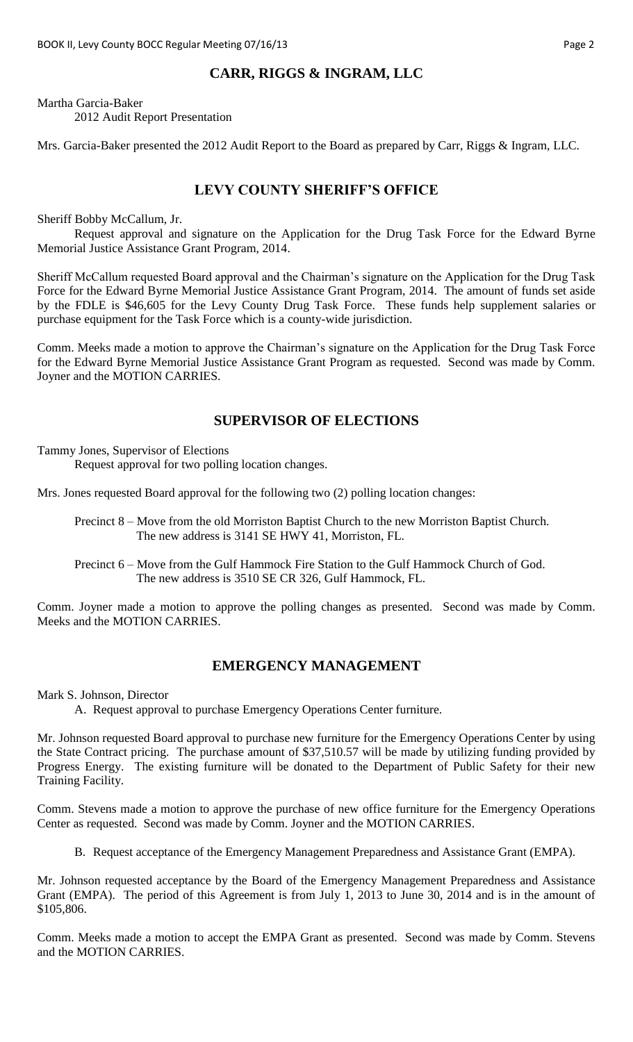## CARR, RIGGS & INGRAM, LLC

Martha Garcia-Baker
2012 Audit Report Presentation

Mrs. Garcia-Baker presented the 2012 Audit Report to the Board as prepared by Carr, Riggs & Ingram, LLC.

## LEVY COUNTY SHERIFF'S OFFICE

Sheriff Bobby McCallum, Jr.
Request approval and signature on the Application for the Drug Task Force for the Edward Byrne Memorial Justice Assistance Grant Program, 2014.

Sheriff McCallum requested Board approval and the Chairman's signature on the Application for the Drug Task Force for the Edward Byrne Memorial Justice Assistance Grant Program, 2014. The amount of funds set aside by the FDLE is $46,605 for the Levy County Drug Task Force. These funds help supplement salaries or purchase equipment for the Task Force which is a county-wide jurisdiction.

Comm. Meeks made a motion to approve the Chairman's signature on the Application for the Drug Task Force for the Edward Byrne Memorial Justice Assistance Grant Program as requested. Second was made by Comm. Joyner and the MOTION CARRIES.

## SUPERVISOR OF ELECTIONS

Tammy Jones, Supervisor of Elections
Request approval for two polling location changes.

Mrs. Jones requested Board approval for the following two (2) polling location changes:

Precinct 8 – Move from the old Morriston Baptist Church to the new Morriston Baptist Church. The new address is 3141 SE HWY 41, Morriston, FL.

Precinct 6 – Move from the Gulf Hammock Fire Station to the Gulf Hammock Church of God. The new address is 3510 SE CR 326, Gulf Hammock, FL.

Comm. Joyner made a motion to approve the polling changes as presented. Second was made by Comm. Meeks and the MOTION CARRIES.

## EMERGENCY MANAGEMENT

Mark S. Johnson, Director
A. Request approval to purchase Emergency Operations Center furniture.

Mr. Johnson requested Board approval to purchase new furniture for the Emergency Operations Center by using the State Contract pricing. The purchase amount of $37,510.57 will be made by utilizing funding provided by Progress Energy. The existing furniture will be donated to the Department of Public Safety for their new Training Facility.

Comm. Stevens made a motion to approve the purchase of new office furniture for the Emergency Operations Center as requested. Second was made by Comm. Joyner and the MOTION CARRIES.

B. Request acceptance of the Emergency Management Preparedness and Assistance Grant (EMPA).

Mr. Johnson requested acceptance by the Board of the Emergency Management Preparedness and Assistance Grant (EMPA). The period of this Agreement is from July 1, 2013 to June 30, 2014 and is in the amount of $105,806.

Comm. Meeks made a motion to accept the EMPA Grant as presented. Second was made by Comm. Stevens and the MOTION CARRIES.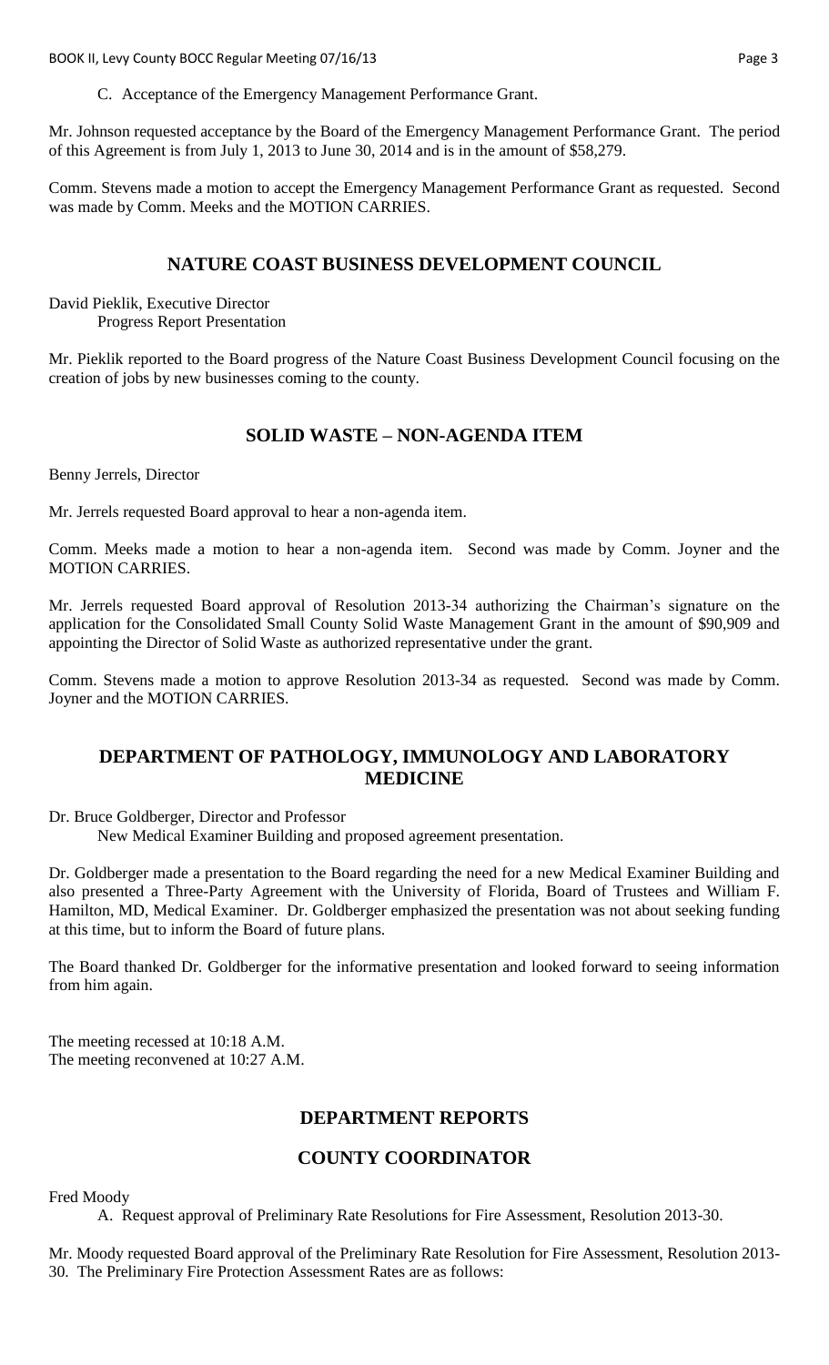C. Acceptance of the Emergency Management Performance Grant.

Mr. Johnson requested acceptance by the Board of the Emergency Management Performance Grant. The period of this Agreement is from July 1, 2013 to June 30, 2014 and is in the amount of $58,279.

Comm. Stevens made a motion to accept the Emergency Management Performance Grant as requested. Second was made by Comm. Meeks and the MOTION CARRIES.

## NATURE COAST BUSINESS DEVELOPMENT COUNCIL

David Pieklik, Executive Director
Progress Report Presentation

Mr. Pieklik reported to the Board progress of the Nature Coast Business Development Council focusing on the creation of jobs by new businesses coming to the county.

## SOLID WASTE – NON-AGENDA ITEM

Benny Jerrels, Director

Mr. Jerrels requested Board approval to hear a non-agenda item.

Comm. Meeks made a motion to hear a non-agenda item. Second was made by Comm. Joyner and the MOTION CARRIES.

Mr. Jerrels requested Board approval of Resolution 2013-34 authorizing the Chairman's signature on the application for the Consolidated Small County Solid Waste Management Grant in the amount of $90,909 and appointing the Director of Solid Waste as authorized representative under the grant.

Comm. Stevens made a motion to approve Resolution 2013-34 as requested. Second was made by Comm. Joyner and the MOTION CARRIES.

## DEPARTMENT OF PATHOLOGY, IMMUNOLOGY AND LABORATORY MEDICINE

Dr. Bruce Goldberger, Director and Professor
New Medical Examiner Building and proposed agreement presentation.

Dr. Goldberger made a presentation to the Board regarding the need for a new Medical Examiner Building and also presented a Three-Party Agreement with the University of Florida, Board of Trustees and William F. Hamilton, MD, Medical Examiner. Dr. Goldberger emphasized the presentation was not about seeking funding at this time, but to inform the Board of future plans.

The Board thanked Dr. Goldberger for the informative presentation and looked forward to seeing information from him again.

The meeting recessed at 10:18 A.M.
The meeting reconvened at 10:27 A.M.

## DEPARTMENT REPORTS

## COUNTY COORDINATOR

Fred Moody

A. Request approval of Preliminary Rate Resolutions for Fire Assessment, Resolution 2013-30.

Mr. Moody requested Board approval of the Preliminary Rate Resolution for Fire Assessment, Resolution 2013-30. The Preliminary Fire Protection Assessment Rates are as follows: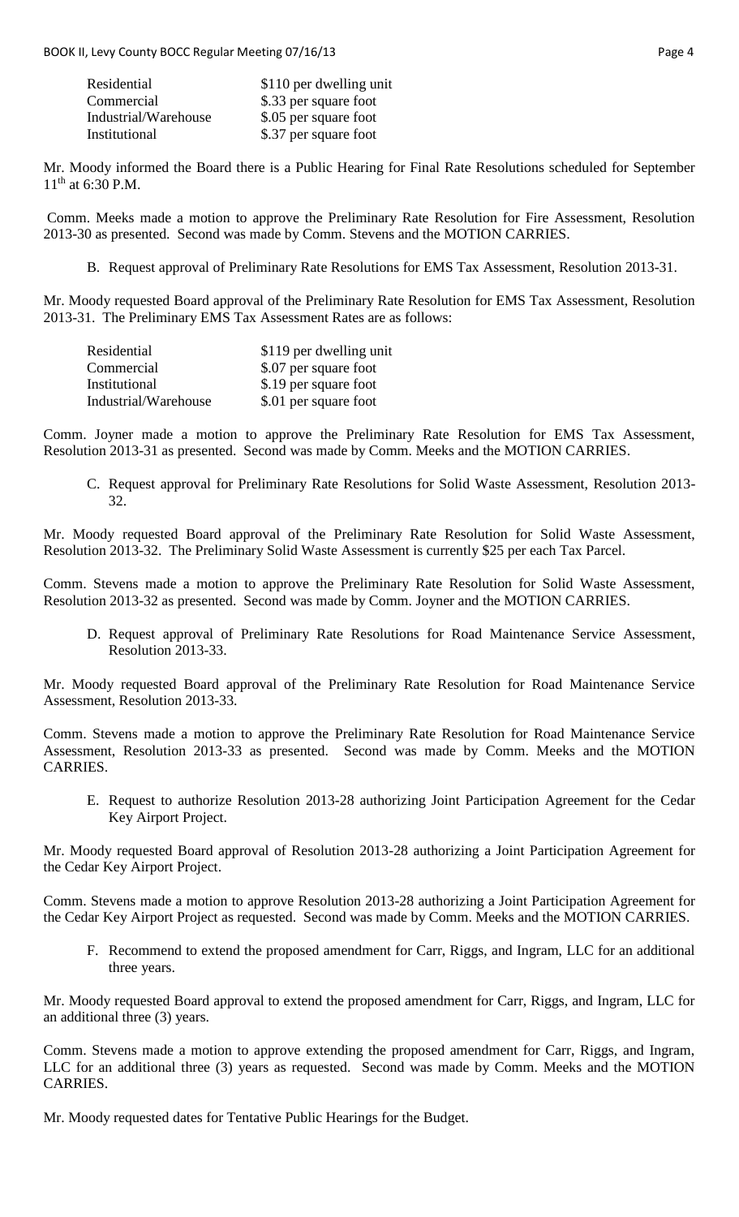| | |
|---|---|
| Residential | \$110 per dwelling unit |
| Commercial | \$.33 per square foot |
| Industrial/Warehouse | \$.05 per square foot |
| Institutional | \$.37 per square foot |

Mr. Moody informed the Board there is a Public Hearing for Final Rate Resolutions scheduled for September 11th at 6:30 P.M.

Comm. Meeks made a motion to approve the Preliminary Rate Resolution for Fire Assessment, Resolution 2013-30 as presented. Second was made by Comm. Stevens and the MOTION CARRIES.

B. Request approval of Preliminary Rate Resolutions for EMS Tax Assessment, Resolution 2013-31.

Mr. Moody requested Board approval of the Preliminary Rate Resolution for EMS Tax Assessment, Resolution 2013-31. The Preliminary EMS Tax Assessment Rates are as follows:

| | |
|---|---|
| Residential | \$119 per dwelling unit |
| Commercial | \$.07 per square foot |
| Institutional | \$.19 per square foot |
| Industrial/Warehouse | \$.01 per square foot |

Comm. Joyner made a motion to approve the Preliminary Rate Resolution for EMS Tax Assessment, Resolution 2013-31 as presented. Second was made by Comm. Meeks and the MOTION CARRIES.

C. Request approval for Preliminary Rate Resolutions for Solid Waste Assessment, Resolution 2013-32.

Mr. Moody requested Board approval of the Preliminary Rate Resolution for Solid Waste Assessment, Resolution 2013-32. The Preliminary Solid Waste Assessment is currently \$25 per each Tax Parcel.

Comm. Stevens made a motion to approve the Preliminary Rate Resolution for Solid Waste Assessment, Resolution 2013-32 as presented. Second was made by Comm. Joyner and the MOTION CARRIES.

D. Request approval of Preliminary Rate Resolutions for Road Maintenance Service Assessment, Resolution 2013-33.

Mr. Moody requested Board approval of the Preliminary Rate Resolution for Road Maintenance Service Assessment, Resolution 2013-33.

Comm. Stevens made a motion to approve the Preliminary Rate Resolution for Road Maintenance Service Assessment, Resolution 2013-33 as presented. Second was made by Comm. Meeks and the MOTION CARRIES.

E. Request to authorize Resolution 2013-28 authorizing Joint Participation Agreement for the Cedar Key Airport Project.

Mr. Moody requested Board approval of Resolution 2013-28 authorizing a Joint Participation Agreement for the Cedar Key Airport Project.

Comm. Stevens made a motion to approve Resolution 2013-28 authorizing a Joint Participation Agreement for the Cedar Key Airport Project as requested. Second was made by Comm. Meeks and the MOTION CARRIES.

F. Recommend to extend the proposed amendment for Carr, Riggs, and Ingram, LLC for an additional three years.

Mr. Moody requested Board approval to extend the proposed amendment for Carr, Riggs, and Ingram, LLC for an additional three (3) years.

Comm. Stevens made a motion to approve extending the proposed amendment for Carr, Riggs, and Ingram, LLC for an additional three (3) years as requested. Second was made by Comm. Meeks and the MOTION CARRIES.

Mr. Moody requested dates for Tentative Public Hearings for the Budget.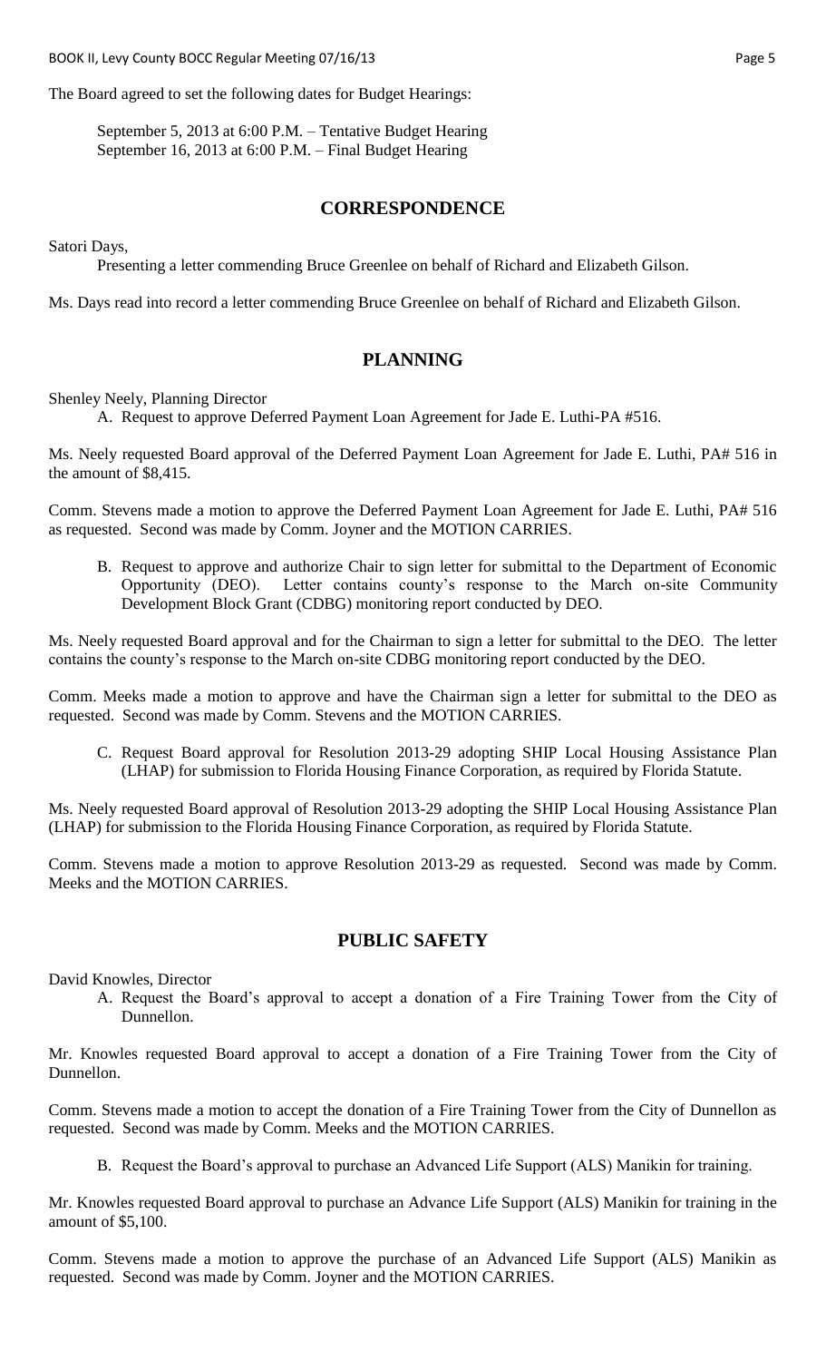The Board agreed to set the following dates for Budget Hearings:

September 5, 2013 at 6:00 P.M. – Tentative Budget Hearing
September 16, 2013 at 6:00 P.M. – Final Budget Hearing

## CORRESPONDENCE

Satori Days,

Presenting a letter commending Bruce Greenlee on behalf of Richard and Elizabeth Gilson.

Ms. Days read into record a letter commending Bruce Greenlee on behalf of Richard and Elizabeth Gilson.

## PLANNING

Shenley Neely, Planning Director

A. Request to approve Deferred Payment Loan Agreement for Jade E. Luthi-PA #516.

Ms. Neely requested Board approval of the Deferred Payment Loan Agreement for Jade E. Luthi, PA# 516 in the amount of $8,415.

Comm. Stevens made a motion to approve the Deferred Payment Loan Agreement for Jade E. Luthi, PA# 516 as requested. Second was made by Comm. Joyner and the MOTION CARRIES.

B. Request to approve and authorize Chair to sign letter for submittal to the Department of Economic Opportunity (DEO). Letter contains county's response to the March on-site Community Development Block Grant (CDBG) monitoring report conducted by DEO.

Ms. Neely requested Board approval and for the Chairman to sign a letter for submittal to the DEO. The letter contains the county's response to the March on-site CDBG monitoring report conducted by the DEO.

Comm. Meeks made a motion to approve and have the Chairman sign a letter for submittal to the DEO as requested. Second was made by Comm. Stevens and the MOTION CARRIES.

C. Request Board approval for Resolution 2013-29 adopting SHIP Local Housing Assistance Plan (LHAP) for submission to Florida Housing Finance Corporation, as required by Florida Statute.

Ms. Neely requested Board approval of Resolution 2013-29 adopting the SHIP Local Housing Assistance Plan (LHAP) for submission to the Florida Housing Finance Corporation, as required by Florida Statute.

Comm. Stevens made a motion to approve Resolution 2013-29 as requested. Second was made by Comm. Meeks and the MOTION CARRIES.

## PUBLIC SAFETY

David Knowles, Director

A. Request the Board's approval to accept a donation of a Fire Training Tower from the City of Dunnellon.

Mr. Knowles requested Board approval to accept a donation of a Fire Training Tower from the City of Dunnellon.

Comm. Stevens made a motion to accept the donation of a Fire Training Tower from the City of Dunnellon as requested. Second was made by Comm. Meeks and the MOTION CARRIES.

B. Request the Board's approval to purchase an Advanced Life Support (ALS) Manikin for training.

Mr. Knowles requested Board approval to purchase an Advance Life Support (ALS) Manikin for training in the amount of $5,100.

Comm. Stevens made a motion to approve the purchase of an Advanced Life Support (ALS) Manikin as requested. Second was made by Comm. Joyner and the MOTION CARRIES.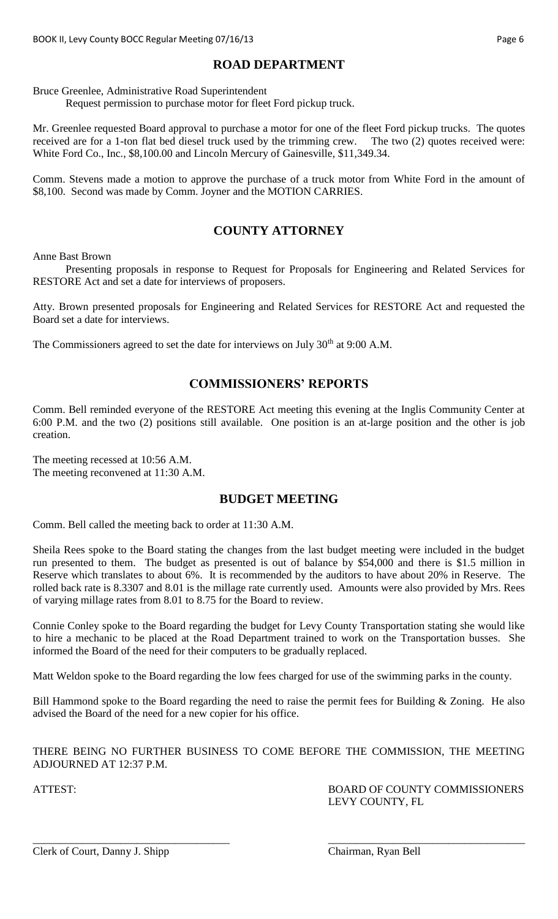## ROAD DEPARTMENT

Bruce Greenlee, Administrative Road Superintendent

Request permission to purchase motor for fleet Ford pickup truck.

Mr. Greenlee requested Board approval to purchase a motor for one of the fleet Ford pickup trucks. The quotes received are for a 1-ton flat bed diesel truck used by the trimming crew. The two (2) quotes received were: White Ford Co., Inc., $8,100.00 and Lincoln Mercury of Gainesville, $11,349.34.

Comm. Stevens made a motion to approve the purchase of a truck motor from White Ford in the amount of $8,100. Second was made by Comm. Joyner and the MOTION CARRIES.

## COUNTY ATTORNEY

Anne Bast Brown

Presenting proposals in response to Request for Proposals for Engineering and Related Services for RESTORE Act and set a date for interviews of proposers.

Atty. Brown presented proposals for Engineering and Related Services for RESTORE Act and requested the Board set a date for interviews.

The Commissioners agreed to set the date for interviews on July 30th at 9:00 A.M.

## COMMISSIONERS' REPORTS

Comm. Bell reminded everyone of the RESTORE Act meeting this evening at the Inglis Community Center at 6:00 P.M. and the two (2) positions still available. One position is an at-large position and the other is job creation.

The meeting recessed at 10:56 A.M.
The meeting reconvened at 11:30 A.M.

## BUDGET MEETING

Comm. Bell called the meeting back to order at 11:30 A.M.

Sheila Rees spoke to the Board stating the changes from the last budget meeting were included in the budget run presented to them. The budget as presented is out of balance by $54,000 and there is $1.5 million in Reserve which translates to about 6%. It is recommended by the auditors to have about 20% in Reserve. The rolled back rate is 8.3307 and 8.01 is the millage rate currently used. Amounts were also provided by Mrs. Rees of varying millage rates from 8.01 to 8.75 for the Board to review.

Connie Conley spoke to the Board regarding the budget for Levy County Transportation stating she would like to hire a mechanic to be placed at the Road Department trained to work on the Transportation busses. She informed the Board of the need for their computers to be gradually replaced.

Matt Weldon spoke to the Board regarding the low fees charged for use of the swimming parks in the county.

Bill Hammond spoke to the Board regarding the need to raise the permit fees for Building & Zoning. He also advised the Board of the need for a new copier for his office.

THERE BEING NO FURTHER BUSINESS TO COME BEFORE THE COMMISSION, THE MEETING ADJOURNED AT 12:37 P.M.

| | |
|---|---|
| ATTEST: | BOARD OF COUNTY COMMISSIONERS LEVY COUNTY, FL |
| ____________________________________ | ____________________________________ |
| Clerk of Court, Danny J. Shipp | Chairman, Ryan Bell |